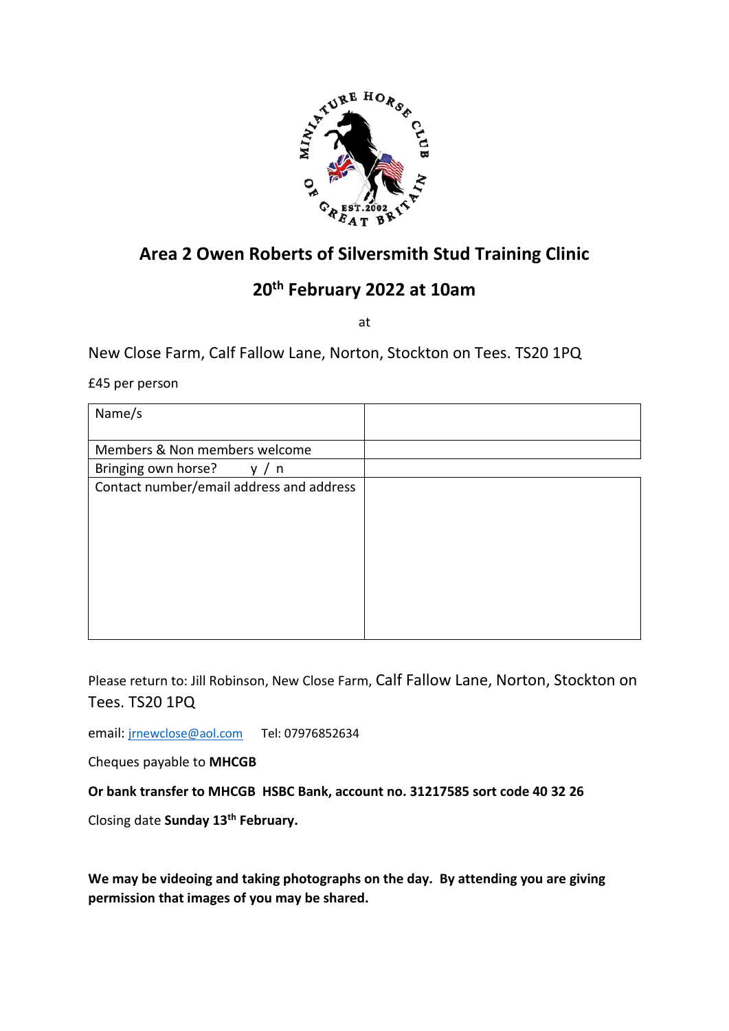## Area 2 Owen Roberts of Silversmith Stud Training Clinic

## 20th February 2022 at 10am

at

New Close Farm, Calf Fallow Lane, Norton, Stockton on Tees. TS20 1PQ

£45 per person

| Name/s | |
|---|---|
| Members & Non members welcome | |
| Bringing own horse? y / n | |
| Contact number/email address and address | |

Please return to: Jill Robinson, New Close Farm, Calf Fallow Lane, Norton, Stockton on Tees. TS20 1PQ

email: jrnewclose@aol.com Tel: 07976852634

Cheques payable to **MHCGB**

**Or bank transfer to MHCGB HSBC Bank, account no. 31217585 sort code 40 32 26**

Closing date **Sunday 13th February.**

**We may be videoing and taking photographs on the day. By attending you are giving permission that images of you may be shared.**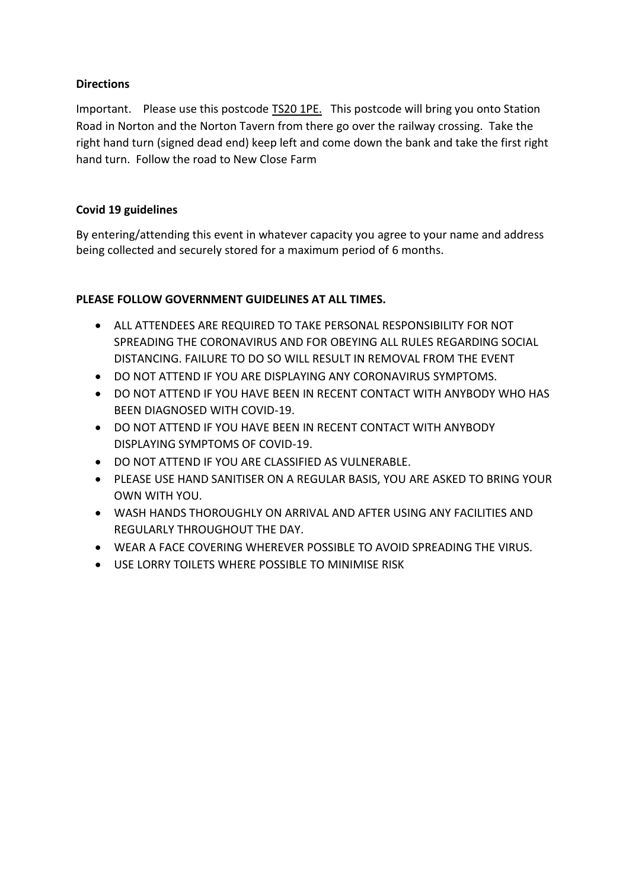**Directions**

Important. Please use this postcode TS20 1PE. This postcode will bring you onto Station Road in Norton and the Norton Tavern from there go over the railway crossing. Take the right hand turn (signed dead end) keep left and come down the bank and take the first right hand turn. Follow the road to New Close Farm

**Covid 19 guidelines**

By entering/attending this event in whatever capacity you agree to your name and address being collected and securely stored for a maximum period of 6 months.

**PLEASE FOLLOW GOVERNMENT GUIDELINES AT ALL TIMES.**

- ALL ATTENDEES ARE REQUIRED TO TAKE PERSONAL RESPONSIBILITY FOR NOT SPREADING THE CORONAVIRUS AND FOR OBEYING ALL RULES REGARDING SOCIAL DISTANCING. FAILURE TO DO SO WILL RESULT IN REMOVAL FROM THE EVENT
- DO NOT ATTEND IF YOU ARE DISPLAYING ANY CORONAVIRUS SYMPTOMS.
- DO NOT ATTEND IF YOU HAVE BEEN IN RECENT CONTACT WITH ANYBODY WHO HAS BEEN DIAGNOSED WITH COVID-19.
- DO NOT ATTEND IF YOU HAVE BEEN IN RECENT CONTACT WITH ANYBODY DISPLAYING SYMPTOMS OF COVID-19.
- DO NOT ATTEND IF YOU ARE CLASSIFIED AS VULNERABLE.
- PLEASE USE HAND SANITISER ON A REGULAR BASIS, YOU ARE ASKED TO BRING YOUR OWN WITH YOU.
- WASH HANDS THOROUGHLY ON ARRIVAL AND AFTER USING ANY FACILITIES AND REGULARLY THROUGHOUT THE DAY.
- WEAR A FACE COVERING WHEREVER POSSIBLE TO AVOID SPREADING THE VIRUS.
- USE LORRY TOILETS WHERE POSSIBLE TO MINIMISE RISK